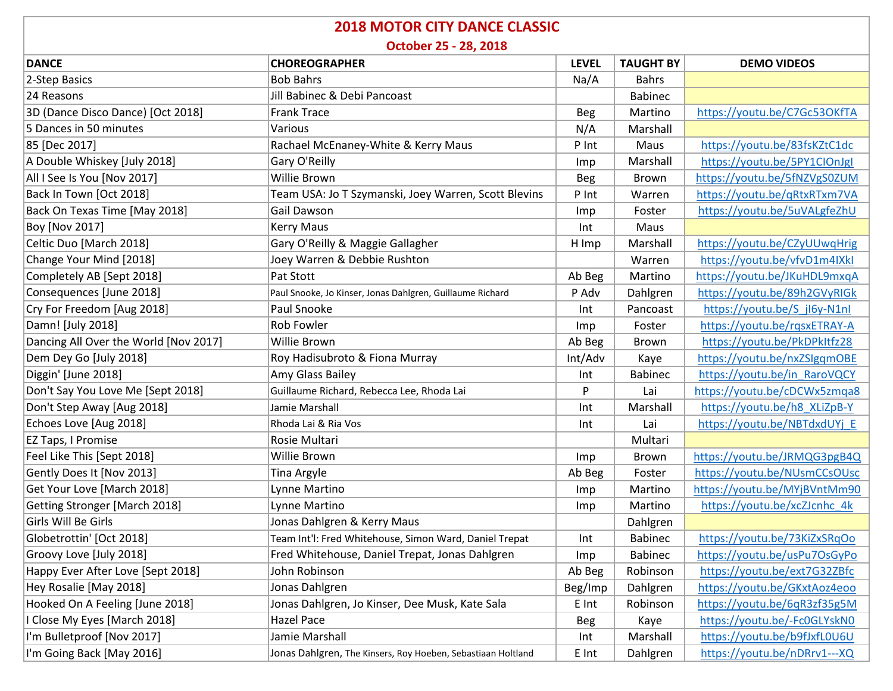# 2018 MOTOR CITY DANCE CLASSIC

## October 25 - 28, 2018

| DANCE | CHOREOGRAPHER | LEVEL | TAUGHT BY | DEMO VIDEOS |
|---|---|---|---|---|
| 2-Step Basics | Bob Bahrs | Na/A | Bahrs | |
| 24 Reasons | Jill Babinec & Debi Pancoast | | Babinec | |
| 3D (Dance Disco Dance) [Oct 2018] | Frank Trace | Beg | Martino | https://youtu.be/C7Gc53OKfTA |
| 5 Dances in 50 minutes | Various | N/A | Marshall | |
| 85 [Dec 2017] | Rachael McEnaney-White & Kerry Maus | P Int | Maus | https://youtu.be/83fsKZtC1dc |
| A Double Whiskey [July 2018] | Gary O'Reilly | Imp | Marshall | https://youtu.be/5PY1CIOnJgI |
| All I See Is You [Nov 2017] | Willie Brown | Beg | Brown | https://youtu.be/5fNZVgS0ZUM |
| Back In Town [Oct 2018] | Team USA: Jo T Szymanski, Joey Warren, Scott Blevins | P Int | Warren | https://youtu.be/qRtxRTxm7VA |
| Back On Texas Time [May 2018] | Gail Dawson | Imp | Foster | https://youtu.be/5uVALgfeZhU |
| Boy [Nov 2017] | Kerry Maus | Int | Maus | |
| Celtic Duo [March 2018] | Gary O'Reilly & Maggie Gallagher | H Imp | Marshall | https://youtu.be/CZyUUwqHrig |
| Change Your Mind [2018] | Joey Warren & Debbie Rushton | | Warren | https://youtu.be/vfvD1m4IXkI |
| Completely AB [Sept 2018] | Pat Stott | Ab Beg | Martino | https://youtu.be/JKuHDL9mxqA |
| Consequences [June 2018] | Paul Snooke, Jo Kinser, Jonas Dahlgren, Guillaume Richard | P Adv | Dahlgren | https://youtu.be/89h2GVyRIGk |
| Cry For Freedom [Aug 2018] | Paul Snooke | Int | Pancoast | https://youtu.be/S_jI6y-N1nI |
| Damn! [July 2018] | Rob Fowler | Imp | Foster | https://youtu.be/rqsxETRAY-A |
| Dancing All Over the World [Nov 2017] | Willie Brown | Ab Beg | Brown | https://youtu.be/PkDPkItfz28 |
| Dem Dey Go [July 2018] | Roy Hadisubroto & Fiona Murray | Int/Adv | Kaye | https://youtu.be/nxZSIgqmOBE |
| Diggin' [June 2018] | Amy Glass Bailey | Int | Babinec | https://youtu.be/in_RaroVQCY |
| Don't Say You Love Me [Sept 2018] | Guillaume Richard, Rebecca Lee, Rhoda Lai | P | Lai | https://youtu.be/cDCWx5zmqa8 |
| Don't Step Away [Aug 2018] | Jamie Marshall | Int | Marshall | https://youtu.be/h8_XLiZpB-Y |
| Echoes Love [Aug 2018] | Rhoda Lai & Ria Vos | Int | Lai | https://youtu.be/NBTdxdUYj_E |
| EZ Taps, I Promise | Rosie Multari | | Multari | |
| Feel Like This [Sept 2018] | Willie Brown | Imp | Brown | https://youtu.be/JRMQG3pgB4Q |
| Gently Does It [Nov 2013] | Tina Argyle | Ab Beg | Foster | https://youtu.be/NUsmCCsOUsc |
| Get Your Love [March 2018] | Lynne Martino | Imp | Martino | https://youtu.be/MYjBVntMm90 |
| Getting Stronger [March 2018] | Lynne Martino | Imp | Martino | https://youtu.be/xcZJcnhc_4k |
| Girls Will Be Girls | Jonas Dahlgren & Kerry Maus | | Dahlgren | |
| Globetrottin' [Oct 2018] | Team Int'l: Fred Whitehouse, Simon Ward, Daniel Trepat | Int | Babinec | https://youtu.be/73KiZxSRqOo |
| Groovy Love [July 2018] | Fred Whitehouse, Daniel Trepat, Jonas Dahlgren | Imp | Babinec | https://youtu.be/usPu7OsGyPo |
| Happy Ever After Love [Sept 2018] | John Robinson | Ab Beg | Robinson | https://youtu.be/ext7G32ZBfc |
| Hey Rosalie [May 2018] | Jonas Dahlgren | Beg/Imp | Dahlgren | https://youtu.be/GKxtAoz4eoo |
| Hooked On A Feeling [June 2018] | Jonas Dahlgren, Jo Kinser, Dee Musk, Kate Sala | E Int | Robinson | https://youtu.be/6qR3zf35g5M |
| I Close My Eyes [March 2018] | Hazel Pace | Beg | Kaye | https://youtu.be/-Fc0GLYskN0 |
| I'm Bulletproof [Nov 2017] | Jamie Marshall | Int | Marshall | https://youtu.be/b9fJxfL0U6U |
| I'm Going Back [May 2016] | Jonas Dahlgren, The Kinsers, Roy Hoeben, Sebastiaan Holtland | E Int | Dahlgren | https://youtu.be/nDRrv1---XQ |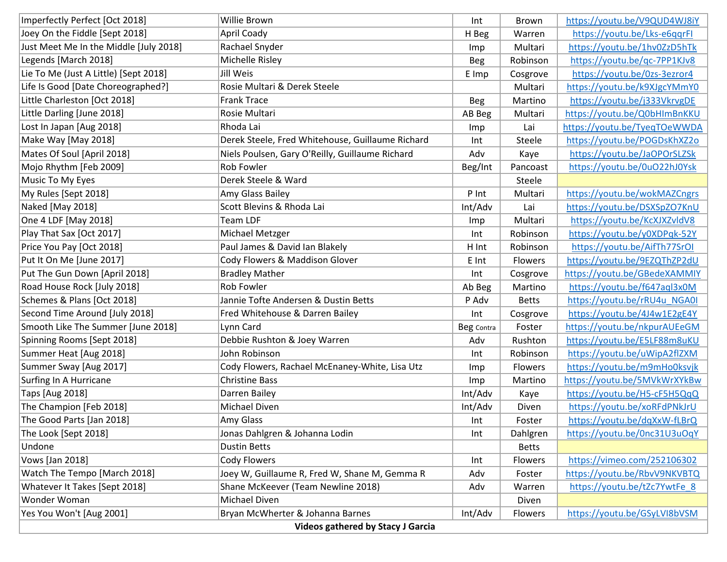| | | | | |
|---|---|---|---|---|
| Imperfectly Perfect [Oct 2018] | Willie Brown | Int | Brown | https://youtu.be/V9QUD4WJ8iY |
| Joey On the Fiddle [Sept 2018] | April Coady | H Beg | Warren | https://youtu.be/Lks-e6qqrFI |
| Just Meet Me In the Middle [July 2018] | Rachael Snyder | Imp | Multari | https://youtu.be/1hv0ZzD5hTk |
| Legends [March 2018] | Michelle Risley | Beg | Robinson | https://youtu.be/qc-7PP1KJv8 |
| Lie To Me (Just A Little) [Sept 2018] | Jill Weis | E Imp | Cosgrove | https://youtu.be/0zs-3ezror4 |
| Life Is Good [Date Choreographed?] | Rosie Multari & Derek Steele | | Multari | https://youtu.be/k9XJgcYMmY0 |
| Little Charleston [Oct 2018] | Frank Trace | Beg | Martino | https://youtu.be/j333VkrvgDE |
| Little Darling [June 2018] | Rosie Multari | AB Beg | Multari | https://youtu.be/Q0bHImBnKKU |
| Lost In Japan [Aug 2018] | Rhoda Lai | Imp | Lai | https://youtu.be/TyeqTOeWWDA |
| Make Way [May 2018] | Derek Steele, Fred Whitehouse, Guillaume Richard | Int | Steele | https://youtu.be/POGDsKhXZ2o |
| Mates Of Soul [April 2018] | Niels Poulsen, Gary O'Reilly, Guillaume Richard | Adv | Kaye | https://youtu.be/JaOPOrSLZSk |
| Mojo Rhythm [Feb 2009] | Rob Fowler | Beg/Int | Pancoast | https://youtu.be/0uO22hJ0Ysk |
| Music To My Eyes | Derek Steele & Ward | | Steele | |
| My Rules [Sept 2018] | Amy Glass Bailey | P Int | Multari | https://youtu.be/wokMAZCngrs |
| Naked [May 2018] | Scott Blevins & Rhoda Lai | Int/Adv | Lai | https://youtu.be/DSXSpZO7KnU |
| One 4 LDF [May 2018] | Team LDF | Imp | Multari | https://youtu.be/KcXJXZvldV8 |
| Play That Sax [Oct 2017] | Michael Metzger | Int | Robinson | https://youtu.be/y0XDPqk-52Y |
| Price You Pay [Oct 2018] | Paul James & David Ian Blakely | H Int | Robinson | https://youtu.be/AifTh77SrOI |
| Put It On Me [June 2017] | Cody Flowers & Maddison Glover | E Int | Flowers | https://youtu.be/9EZQThZP2dU |
| Put The Gun Down [April 2018] | Bradley Mather | Int | Cosgrove | https://youtu.be/GBedeXAMMIY |
| Road House Rock [July 2018] | Rob Fowler | Ab Beg | Martino | https://youtu.be/f647aql3x0M |
| Schemes & Plans [Oct 2018] | Jannie Tofte Andersen & Dustin Betts | P Adv | Betts | https://youtu.be/rRU4u_NGA0I |
| Second Time Around [July 2018] | Fred Whitehouse & Darren Bailey | Int | Cosgrove | https://youtu.be/4J4w1E2gE4Y |
| Smooth Like The Summer [June 2018] | Lynn Card | Beg Contra | Foster | https://youtu.be/nkpurAUEeGM |
| Spinning Rooms [Sept 2018] | Debbie Rushton & Joey Warren | Adv | Rushton | https://youtu.be/E5LF88m8uKU |
| Summer Heat [Aug 2018] | John Robinson | Int | Robinson | https://youtu.be/uWipA2flZXM |
| Summer Sway [Aug 2017] | Cody Flowers, Rachael McEnaney-White, Lisa Utz | Imp | Flowers | https://youtu.be/m9mHo0ksvjk |
| Surfing In A Hurricane | Christine Bass | Imp | Martino | https://youtu.be/5MVkWrXYkBw |
| Taps [Aug 2018] | Darren Bailey | Int/Adv | Kaye | https://youtu.be/H5-cF5H5QqQ |
| The Champion [Feb 2018] | Michael Diven | Int/Adv | Diven | https://youtu.be/xoRFdPNkJrU |
| The Good Parts [Jan 2018] | Amy Glass | Int | Foster | https://youtu.be/dqXxW-fLBrQ |
| The Look [Sept 2018] | Jonas Dahlgren & Johanna Lodin | Int | Dahlgren | https://youtu.be/0nc31U3uOqY |
| Undone | Dustin Betts | | Betts | |
| Vows [Jan 2018] | Cody Flowers | Int | Flowers | https://vimeo.com/252106302 |
| Watch The Tempo [March 2018] | Joey W, Guillaume R, Fred W, Shane M, Gemma R | Adv | Foster | https://youtu.be/RbvV9NKVBTQ |
| Whatever It Takes [Sept 2018] | Shane McKeever (Team Newline 2018) | Adv | Warren | https://youtu.be/tZc7YwtFe_8 |
| Wonder Woman | Michael Diven | | Diven | |
| Yes You Won't [Aug 2001] | Bryan McWherter & Johanna Barnes | Int/Adv | Flowers | https://youtu.be/GSyLVI8bVSM |

**Videos gathered by Stacy J Garcia**